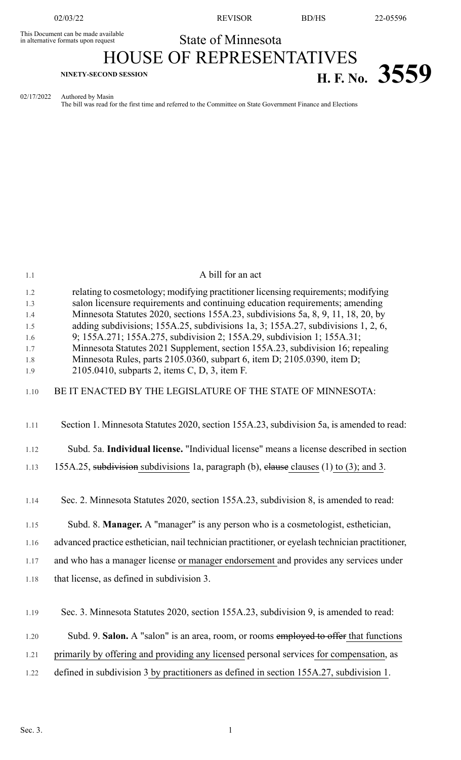This Document can be made available in alternative formats upon request

State of Minnesota

# HOUSE OF REPRESENTATIVES

**NINETY-SECOND SESSION**

# H. F. No. 3559

02/17/2022 Authored by Masin

The bill was read for the first time and referred to the Committee on State Government Finance and Elections

A bill for an act

relating to cosmetology; modifying practitioner licensing requirements; modifying salon licensure requirements and continuing education requirements; amending Minnesota Statutes 2020, sections 155A.23, subdivisions 5a, 8, 9, 11, 18, 20, by adding subdivisions; 155A.25, subdivisions 1a, 3; 155A.27, subdivisions 1, 2, 6, 9; 155A.271; 155A.275, subdivision 2; 155A.29, subdivision 1; 155A.31; Minnesota Statutes 2021 Supplement, section 155A.23, subdivision 16; repealing Minnesota Rules, parts 2105.0360, subpart 6, item D; 2105.0390, item D; 2105.0410, subparts 2, items C, D, 3, item F.

BE IT ENACTED BY THE LEGISLATURE OF THE STATE OF MINNESOTA:

Section 1. Minnesota Statutes 2020, section 155A.23, subdivision 5a, is amended to read:

Subd. 5a. **Individual license.** "Individual license" means a license described in section 155A.25, ~~subdivision~~ subdivisions 1a, paragraph (b), ~~clause~~ clauses (1) to (3); and 3.

Sec. 2. Minnesota Statutes 2020, section 155A.23, subdivision 8, is amended to read:

Subd. 8. **Manager.** A "manager" is any person who is a cosmetologist, esthetician, advanced practice esthetician, nail technician practitioner, or eyelash technician practitioner, and who has a manager license or manager endorsement and provides any services under that license, as defined in subdivision 3.

Sec. 3. Minnesota Statutes 2020, section 155A.23, subdivision 9, is amended to read:

Subd. 9. **Salon.** A "salon" is an area, room, or rooms ~~employed to offer~~ that functions primarily by offering and providing any licensed personal services for compensation, as defined in subdivision 3 by practitioners as defined in section 155A.27, subdivision 1.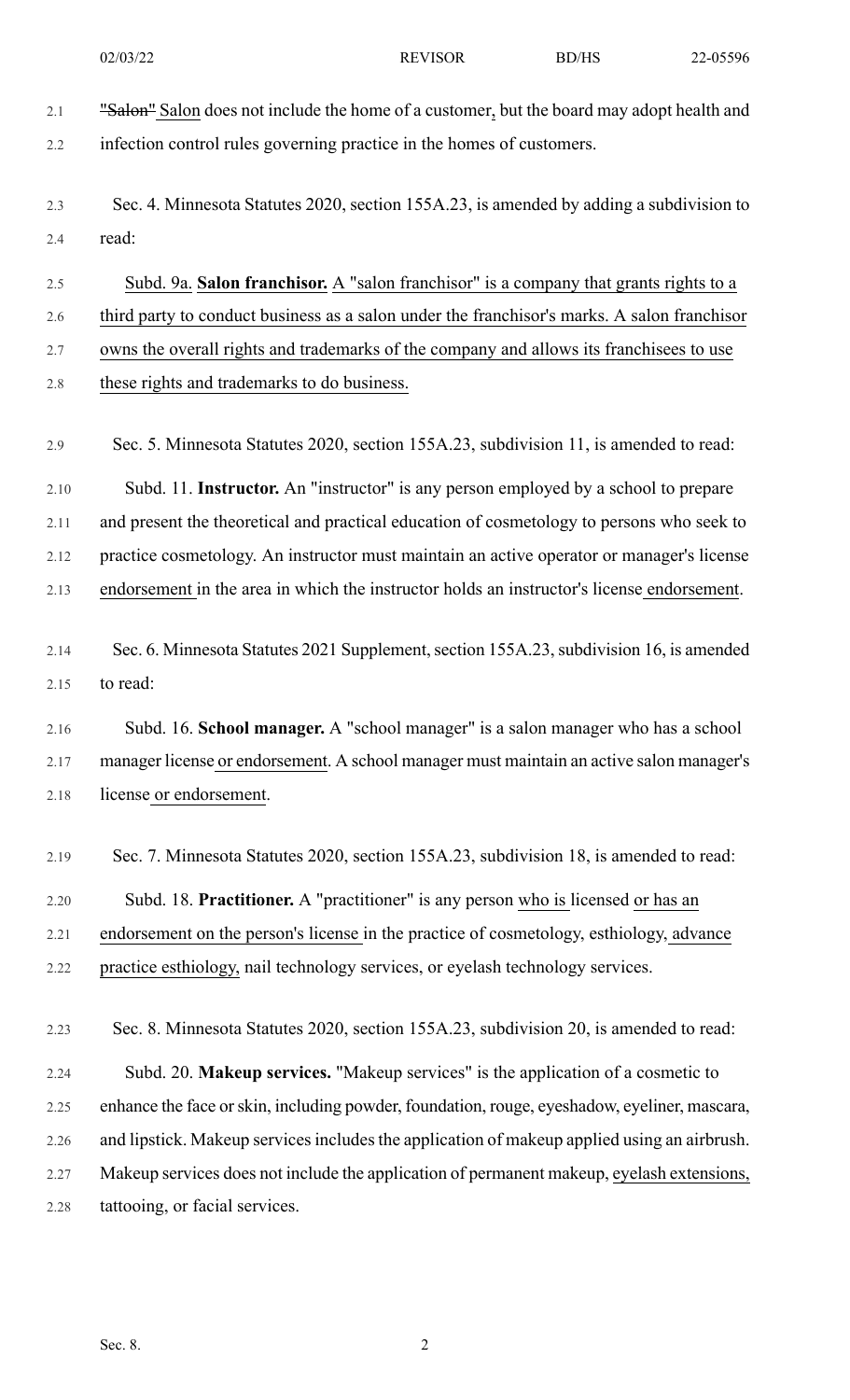"Salon" Salon does not include the home of a customer, but the board may adopt health and infection control rules governing practice in the homes of customers.

Sec. 4. Minnesota Statutes 2020, section 155A.23, is amended by adding a subdivision to read:

Subd. 9a. **Salon franchisor.** A "salon franchisor" is a company that grants rights to a third party to conduct business as a salon under the franchisor's marks. A salon franchisor owns the overall rights and trademarks of the company and allows its franchisees to use these rights and trademarks to do business.

Sec. 5. Minnesota Statutes 2020, section 155A.23, subdivision 11, is amended to read:

Subd. 11. **Instructor.** An "instructor" is any person employed by a school to prepare and present the theoretical and practical education of cosmetology to persons who seek to practice cosmetology. An instructor must maintain an active operator or manager's license endorsement in the area in which the instructor holds an instructor's license endorsement.

Sec. 6. Minnesota Statutes 2021 Supplement, section 155A.23, subdivision 16, is amended to read:

Subd. 16. **School manager.** A "school manager" is a salon manager who has a school manager license or endorsement. A school manager must maintain an active salon manager's license or endorsement.

Sec. 7. Minnesota Statutes 2020, section 155A.23, subdivision 18, is amended to read:

Subd. 18. **Practitioner.** A "practitioner" is any person who is licensed or has an endorsement on the person's license in the practice of cosmetology, esthiology, advance practice esthiology, nail technology services, or eyelash technology services.

Sec. 8. Minnesota Statutes 2020, section 155A.23, subdivision 20, is amended to read:

Subd. 20. **Makeup services.** "Makeup services" is the application of a cosmetic to enhance the face or skin, including powder, foundation, rouge, eyeshadow, eyeliner, mascara, and lipstick. Makeup services includes the application of makeup applied using an airbrush. Makeup services does not include the application of permanent makeup, eyelash extensions, tattooing, or facial services.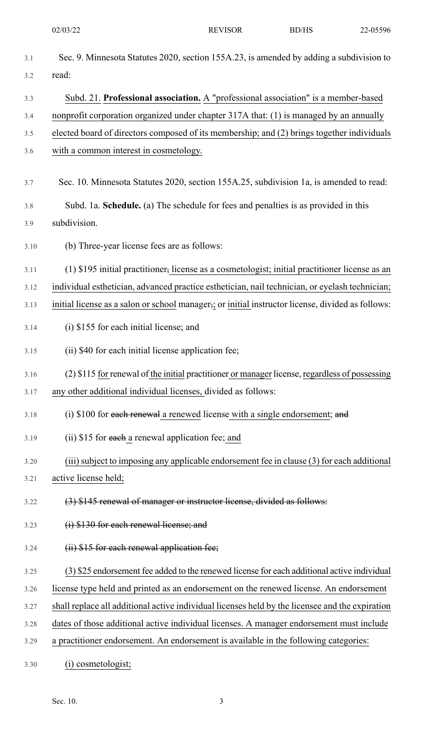Sec. 9. Minnesota Statutes 2020, section 155A.23, is amended by adding a subdivision to read:

Subd. 21. **Professional association.** A "professional association" is a member-based nonprofit corporation organized under chapter 317A that: (1) is managed by an annually elected board of directors composed of its membership; and (2) brings together individuals with a common interest in cosmetology.

Sec. 10. Minnesota Statutes 2020, section 155A.25, subdivision 1a, is amended to read:

Subd. 1a. **Schedule.** (a) The schedule for fees and penalties is as provided in this subdivision.

(b) Three-year license fees are as follows:

(1) $195 initial practitioner, license as a cosmetologist; initial practitioner license as an individual esthetician, advanced practice esthetician, nail technician, or eyelash technician; initial license as a salon or school manager,; or initial instructor license, divided as follows:

(i) $155 for each initial license; and

(ii) $40 for each initial license application fee;

(2) $115 for renewal of the initial practitioner or manager license, regardless of possessing any other additional individual licenses, divided as follows:

(i) $100 for each renewal a renewed license with a single endorsement; and

(ii) $15 for each a renewal application fee; and

(iii) subject to imposing any applicable endorsement fee in clause (3) for each additional active license held;

~~(3) $145 renewal of manager or instructor license, divided as follows:~~

~~(i) $130 for each renewal license; and~~

~~(ii) $15 for each renewal application fee;~~

(3) $25 endorsement fee added to the renewed license for each additional active individual license type held and printed as an endorsement on the renewed license. An endorsement shall replace all additional active individual licenses held by the licensee and the expiration dates of those additional active individual licenses. A manager endorsement must include a practitioner endorsement. An endorsement is available in the following categories:

(i) cosmetologist;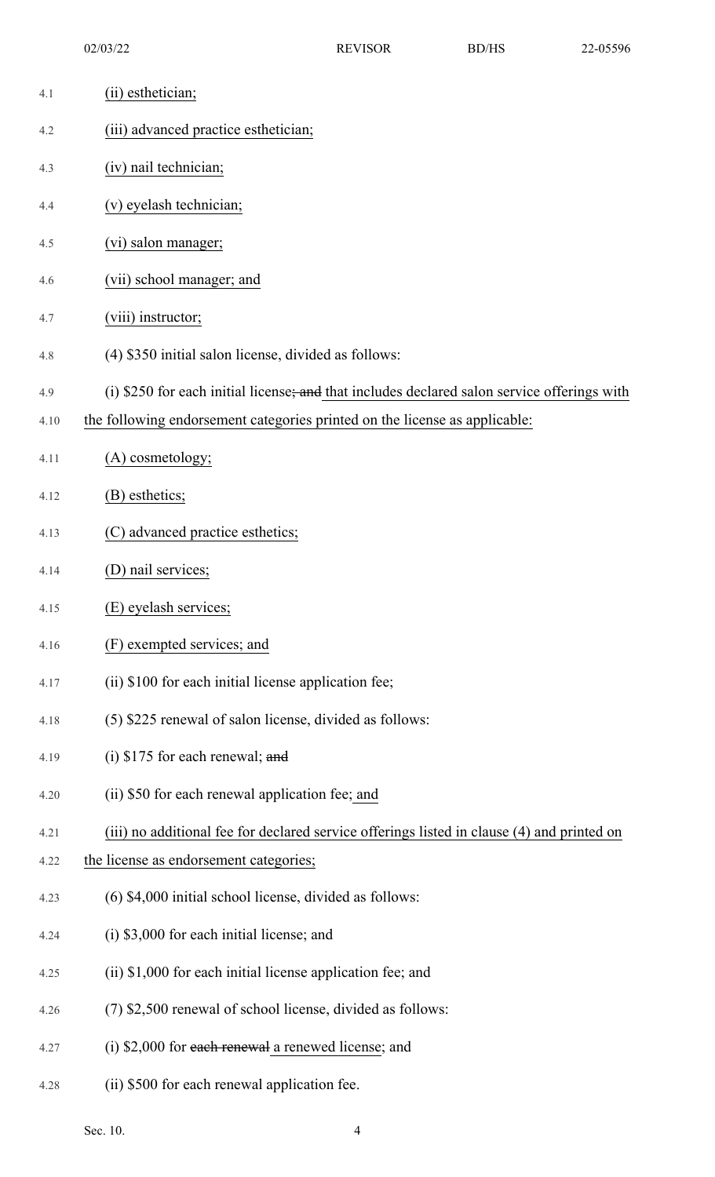(ii) esthetician;

(iii) advanced practice esthetician;

(iv) nail technician;

(v) eyelash technician;

(vi) salon manager;

(vii) school manager; and

(viii) instructor;

(4) $350 initial salon license, divided as follows:

(i) $250 for each initial license; and that includes declared salon service offerings with the following endorsement categories printed on the license as applicable:

(A) cosmetology;

(B) esthetics;

(C) advanced practice esthetics;

(D) nail services;

(E) eyelash services;

(F) exempted services; and

(ii) $100 for each initial license application fee;

(5) $225 renewal of salon license, divided as follows:

(i) $175 for each renewal; and

(ii) $50 for each renewal application fee; and

(iii) no additional fee for declared service offerings listed in clause (4) and printed on the license as endorsement categories;

(6) $4,000 initial school license, divided as follows:

(i) $3,000 for each initial license; and

(ii) $1,000 for each initial license application fee; and

(7) $2,500 renewal of school license, divided as follows:

(i) $2,000 for each renewal a renewed license; and

(ii) $500 for each renewal application fee.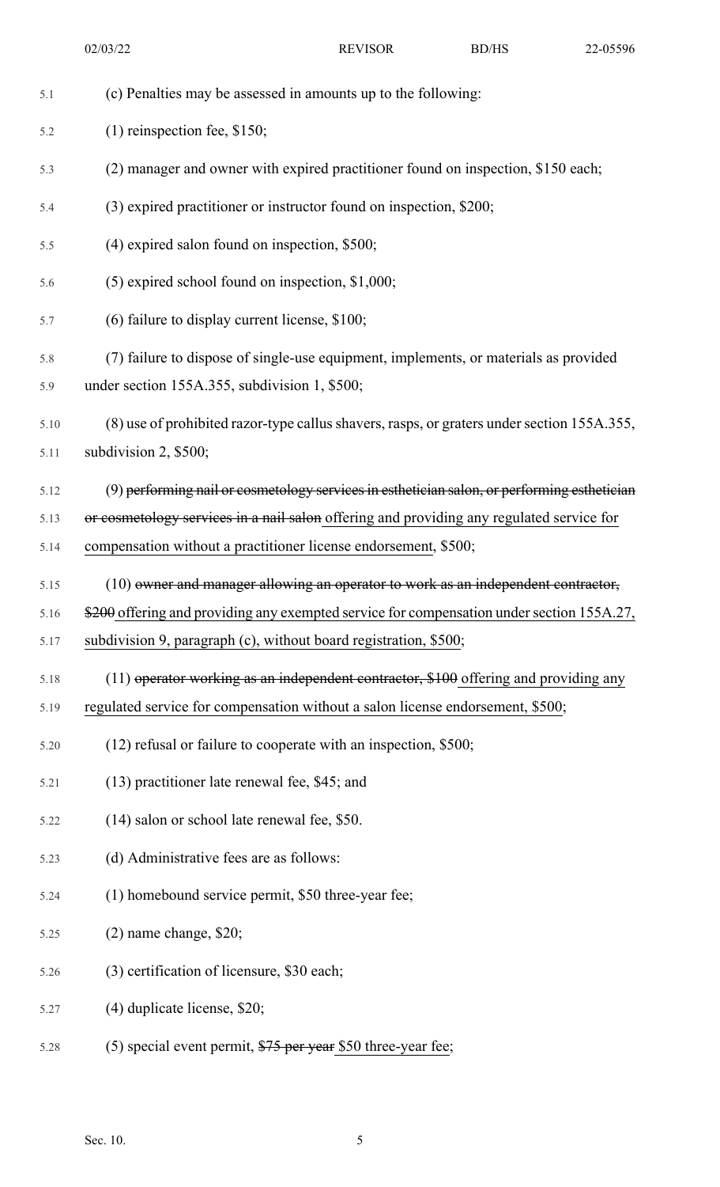(c) Penalties may be assessed in amounts up to the following:

(1) reinspection fee, $150;

(2) manager and owner with expired practitioner found on inspection, $150 each;

(3) expired practitioner or instructor found on inspection, $200;

(4) expired salon found on inspection, $500;

(5) expired school found on inspection, $1,000;

(6) failure to display current license, $100;

(7) failure to dispose of single-use equipment, implements, or materials as provided under section 155A.355, subdivision 1, $500;

(8) use of prohibited razor-type callus shavers, rasps, or graters under section 155A.355, subdivision 2, $500;

(9) ~~performing nail or cosmetology services in esthetician salon, or performing esthetician or cosmetology services in a nail salon~~ offering and providing any regulated service for compensation without a practitioner license endorsement, $500;

(10) ~~owner and manager allowing an operator to work as an independent contractor, $200~~ offering and providing any exempted service for compensation under section 155A.27, subdivision 9, paragraph (c), without board registration, $500;

(11) ~~operator working as an independent contractor, $100~~ offering and providing any regulated service for compensation without a salon license endorsement, $500;

(12) refusal or failure to cooperate with an inspection, $500;

(13) practitioner late renewal fee, $45; and

(14) salon or school late renewal fee, $50.

(d) Administrative fees are as follows:

(1) homebound service permit, $50 three-year fee;

(2) name change, $20;

(3) certification of licensure, $30 each;

(4) duplicate license, $20;

(5) special event permit, ~~$75 per year~~ $50 three-year fee;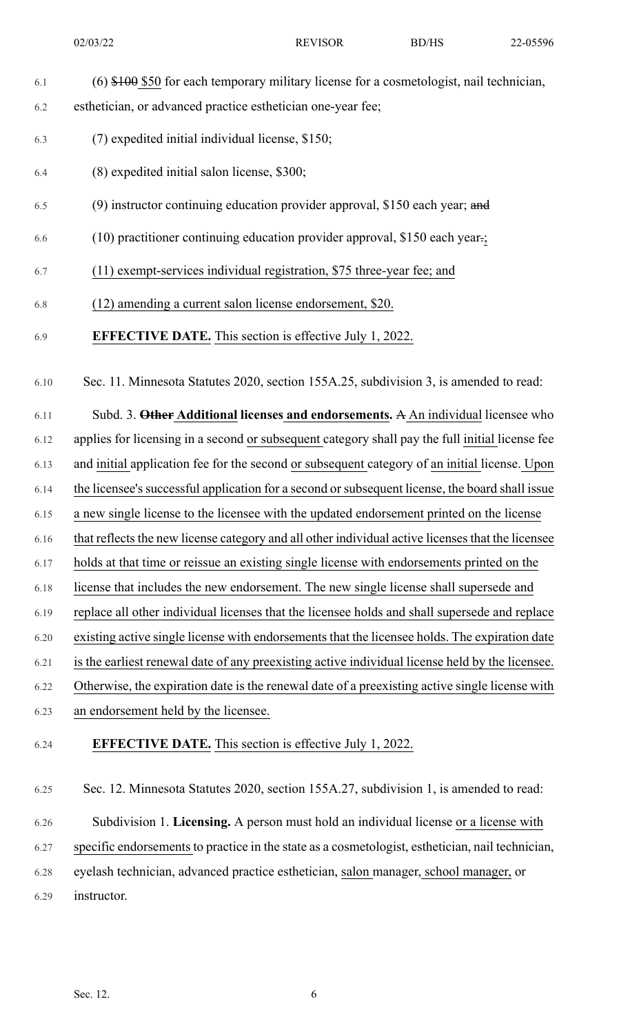(6) ~~$100~~ $50 for each temporary military license for a cosmetologist, nail technician, esthetician, or advanced practice esthetician one-year fee;

(7) expedited initial individual license, $150;

(8) expedited initial salon license, $300;

(9) instructor continuing education provider approval, $150 each year; ~~and~~

(10) practitioner continuing education provider approval, $150 each year~~.~~;

(11) exempt-services individual registration, $75 three-year fee; and

(12) amending a current salon license endorsement, $20.

**EFFECTIVE DATE.** This section is effective July 1, 2022.

Sec. 11. Minnesota Statutes 2020, section 155A.25, subdivision 3, is amended to read:

Subd. 3. ~~**Other**~~ **Additional licenses and endorsements.** ~~A~~ An individual licensee who applies for licensing in a second or subsequent category shall pay the full initial license fee and initial application fee for the second or subsequent category of an initial license. Upon the licensee's successful application for a second or subsequent license, the board shall issue a new single license to the licensee with the updated endorsement printed on the license that reflects the new license category and all other individual active licenses that the licensee holds at that time or reissue an existing single license with endorsements printed on the license that includes the new endorsement. The new single license shall supersede and replace all other individual licenses that the licensee holds and shall supersede and replace existing active single license with endorsements that the licensee holds. The expiration date is the earliest renewal date of any preexisting active individual license held by the licensee. Otherwise, the expiration date is the renewal date of a preexisting active single license with an endorsement held by the licensee.

**EFFECTIVE DATE.** This section is effective July 1, 2022.

Sec. 12. Minnesota Statutes 2020, section 155A.27, subdivision 1, is amended to read:

Subdivision 1. **Licensing.** A person must hold an individual license or a license with specific endorsements to practice in the state as a cosmetologist, esthetician, nail technician, eyelash technician, advanced practice esthetician, salon manager, school manager, or instructor.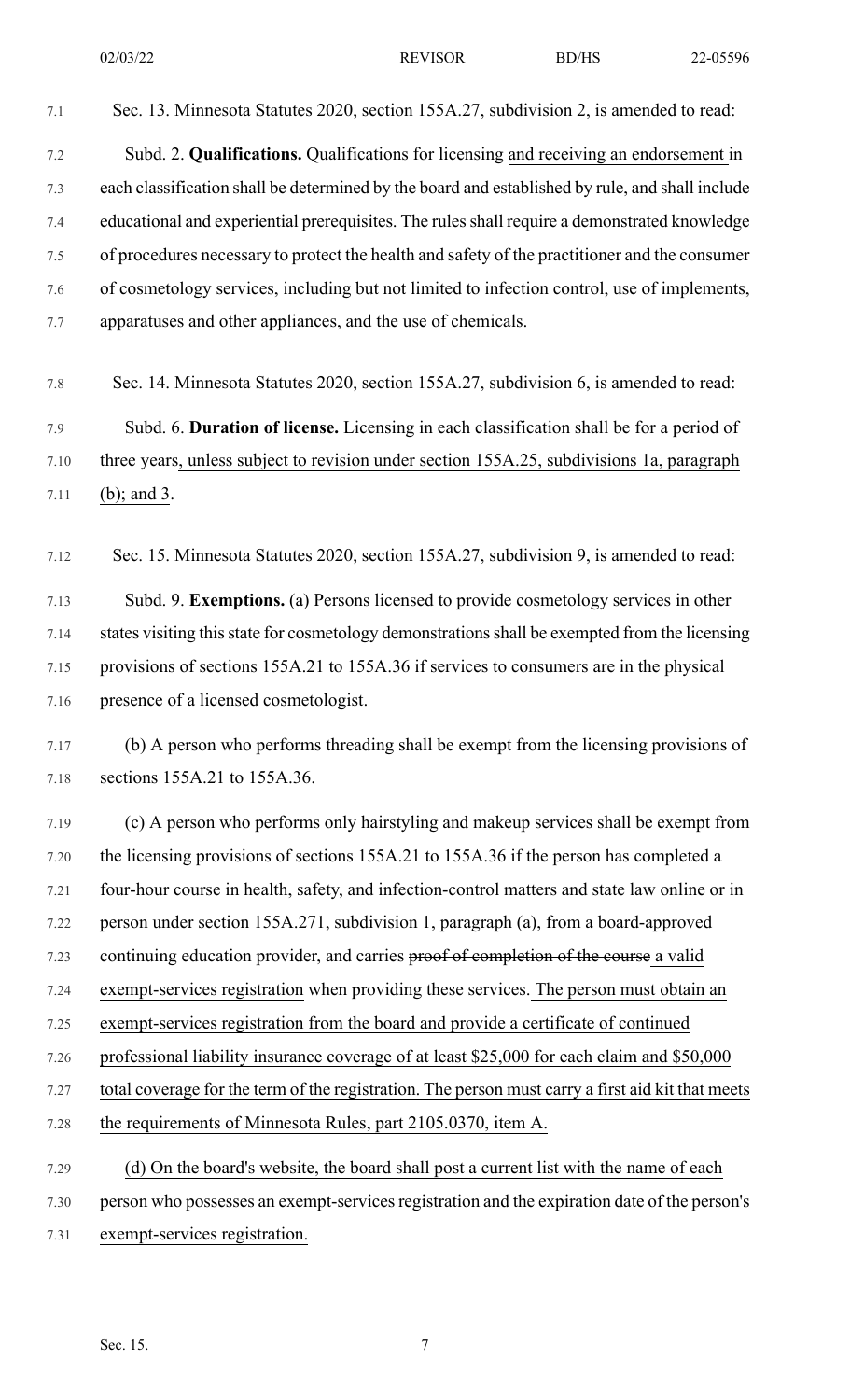Sec. 13. Minnesota Statutes 2020, section 155A.27, subdivision 2, is amended to read:

Subd. 2. **Qualifications.** Qualifications for licensing and receiving an endorsement in each classification shall be determined by the board and established by rule, and shall include educational and experiential prerequisites. The rules shall require a demonstrated knowledge of procedures necessary to protect the health and safety of the practitioner and the consumer of cosmetology services, including but not limited to infection control, use of implements, apparatuses and other appliances, and the use of chemicals.

Sec. 14. Minnesota Statutes 2020, section 155A.27, subdivision 6, is amended to read:

Subd. 6. **Duration of license.** Licensing in each classification shall be for a period of three years, unless subject to revision under section 155A.25, subdivisions 1a, paragraph (b); and 3.

Sec. 15. Minnesota Statutes 2020, section 155A.27, subdivision 9, is amended to read:

Subd. 9. **Exemptions.** (a) Persons licensed to provide cosmetology services in other states visiting this state for cosmetology demonstrations shall be exempted from the licensing provisions of sections 155A.21 to 155A.36 if services to consumers are in the physical presence of a licensed cosmetologist.

(b) A person who performs threading shall be exempt from the licensing provisions of sections 155A.21 to 155A.36.

(c) A person who performs only hairstyling and makeup services shall be exempt from the licensing provisions of sections 155A.21 to 155A.36 if the person has completed a four-hour course in health, safety, and infection-control matters and state law online or in person under section 155A.271, subdivision 1, paragraph (a), from a board-approved continuing education provider, and carries ~~proof of completion of the course~~ a valid exempt-services registration when providing these services. The person must obtain an exempt-services registration from the board and provide a certificate of continued professional liability insurance coverage of at least $25,000 for each claim and $50,000 total coverage for the term of the registration. The person must carry a first aid kit that meets the requirements of Minnesota Rules, part 2105.0370, item A.

(d) On the board's website, the board shall post a current list with the name of each person who possesses an exempt-services registration and the expiration date of the person's exempt-services registration.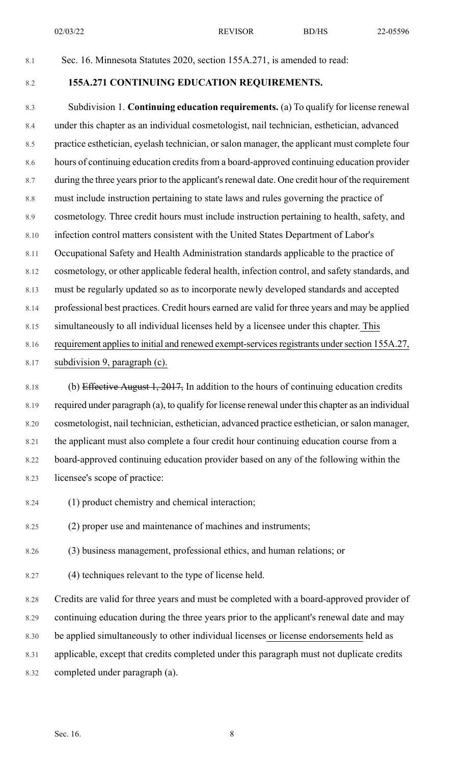Sec. 16. Minnesota Statutes 2020, section 155A.271, is amended to read:

**155A.271 CONTINUING EDUCATION REQUIREMENTS.**

Subdivision 1. **Continuing education requirements.** (a) To qualify for license renewal under this chapter as an individual cosmetologist, nail technician, esthetician, advanced practice esthetician, eyelash technician, or salon manager, the applicant must complete four hours of continuing education credits from a board-approved continuing education provider during the three years prior to the applicant's renewal date. One credit hour of the requirement must include instruction pertaining to state laws and rules governing the practice of cosmetology. Three credit hours must include instruction pertaining to health, safety, and infection control matters consistent with the United States Department of Labor's Occupational Safety and Health Administration standards applicable to the practice of cosmetology, or other applicable federal health, infection control, and safety standards, and must be regularly updated so as to incorporate newly developed standards and accepted professional best practices. Credit hours earned are valid for three years and may be applied simultaneously to all individual licenses held by a licensee under this chapter. This requirement applies to initial and renewed exempt-services registrants under section 155A.27, subdivision 9, paragraph (c).

(b) ~~Effective August 1, 2017,~~ In addition to the hours of continuing education credits required under paragraph (a), to qualify for license renewal under this chapter as an individual cosmetologist, nail technician, esthetician, advanced practice esthetician, or salon manager, the applicant must also complete a four credit hour continuing education course from a board-approved continuing education provider based on any of the following within the licensee's scope of practice:

(1) product chemistry and chemical interaction;

(2) proper use and maintenance of machines and instruments;

(3) business management, professional ethics, and human relations; or

(4) techniques relevant to the type of license held.

Credits are valid for three years and must be completed with a board-approved provider of continuing education during the three years prior to the applicant's renewal date and may be applied simultaneously to other individual licenses or license endorsements held as applicable, except that credits completed under this paragraph must not duplicate credits completed under paragraph (a).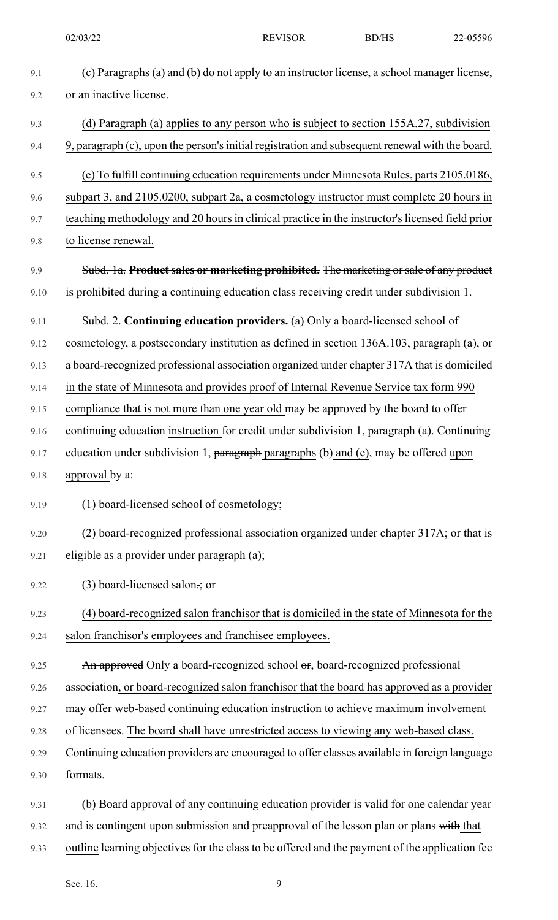(c) Paragraphs (a) and (b) do not apply to an instructor license, a school manager license, or an inactive license.

(d) Paragraph (a) applies to any person who is subject to section 155A.27, subdivision 9, paragraph (c), upon the person's initial registration and subsequent renewal with the board.

(e) To fulfill continuing education requirements under Minnesota Rules, parts 2105.0186, subpart 3, and 2105.0200, subpart 2a, a cosmetology instructor must complete 20 hours in teaching methodology and 20 hours in clinical practice in the instructor's licensed field prior to license renewal.

~~Subd. 1a. **Product sales or marketing prohibited.** The marketing or sale of any product is prohibited during a continuing education class receiving credit under subdivision 1.~~

Subd. 2. **Continuing education providers.** (a) Only a board-licensed school of cosmetology, a postsecondary institution as defined in section 136A.103, paragraph (a), or a board-recognized professional association ~~organized under chapter 317A~~ that is domiciled in the state of Minnesota and provides proof of Internal Revenue Service tax form 990 compliance that is not more than one year old may be approved by the board to offer continuing education instruction for credit under subdivision 1, paragraph (a). Continuing education under subdivision 1, ~~paragraph~~ paragraphs (b) and (e), may be offered upon approval by a:

(1) board-licensed school of cosmetology;

(2) board-recognized professional association ~~organized under chapter 317A; or~~ that is eligible as a provider under paragraph (a);

(3) board-licensed salon~~.~~; or

(4) board-recognized salon franchisor that is domiciled in the state of Minnesota for the salon franchisor's employees and franchisee employees.

~~An approved~~ Only a board-recognized school ~~or~~, board-recognized professional association, or board-recognized salon franchisor that the board has approved as a provider may offer web-based continuing education instruction to achieve maximum involvement of licensees. The board shall have unrestricted access to viewing any web-based class. Continuing education providers are encouraged to offer classes available in foreign language formats.

(b) Board approval of any continuing education provider is valid for one calendar year and is contingent upon submission and preapproval of the lesson plan or plans ~~with~~ that outline learning objectives for the class to be offered and the payment of the application fee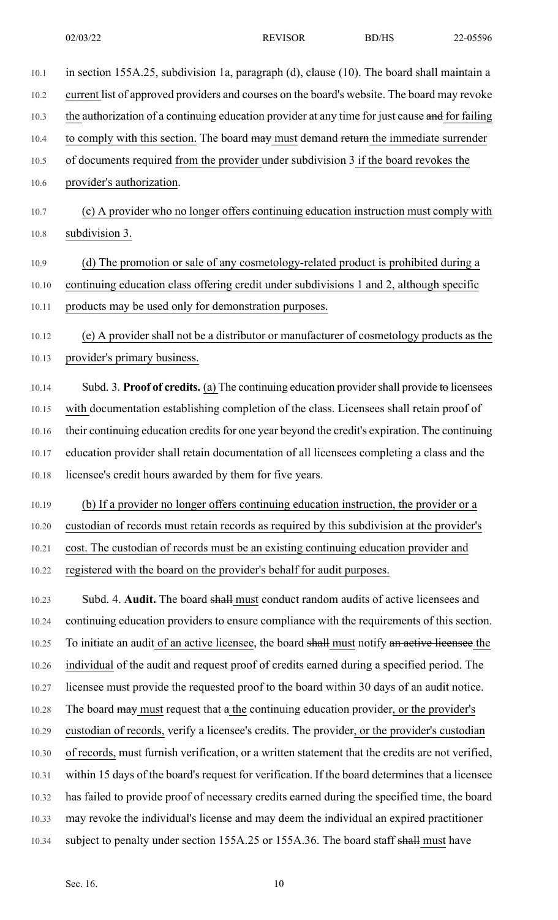in section 155A.25, subdivision 1a, paragraph (d), clause (10). The board shall maintain a current list of approved providers and courses on the board's website. The board may revoke the authorization of a continuing education provider at any time for just cause and for failing to comply with this section. The board may must demand return the immediate surrender of documents required from the provider under subdivision 3 if the board revokes the provider's authorization.

(c) A provider who no longer offers continuing education instruction must comply with subdivision 3.

(d) The promotion or sale of any cosmetology-related product is prohibited during a continuing education class offering credit under subdivisions 1 and 2, although specific products may be used only for demonstration purposes.

(e) A provider shall not be a distributor or manufacturer of cosmetology products as the provider's primary business.

Subd. 3. **Proof of credits.** (a) The continuing education provider shall provide to licensees with documentation establishing completion of the class. Licensees shall retain proof of their continuing education credits for one year beyond the credit's expiration. The continuing education provider shall retain documentation of all licensees completing a class and the licensee's credit hours awarded by them for five years.

(b) If a provider no longer offers continuing education instruction, the provider or a custodian of records must retain records as required by this subdivision at the provider's cost. The custodian of records must be an existing continuing education provider and registered with the board on the provider's behalf for audit purposes.

Subd. 4. **Audit.** The board shall must conduct random audits of active licensees and continuing education providers to ensure compliance with the requirements of this section. To initiate an audit of an active licensee, the board shall must notify an active licensee the individual of the audit and request proof of credits earned during a specified period. The licensee must provide the requested proof to the board within 30 days of an audit notice. The board may must request that a the continuing education provider, or the provider's custodian of records, verify a licensee's credits. The provider, or the provider's custodian of records, must furnish verification, or a written statement that the credits are not verified, within 15 days of the board's request for verification. If the board determines that a licensee has failed to provide proof of necessary credits earned during the specified time, the board may revoke the individual's license and may deem the individual an expired practitioner subject to penalty under section 155A.25 or 155A.36. The board staff shall must have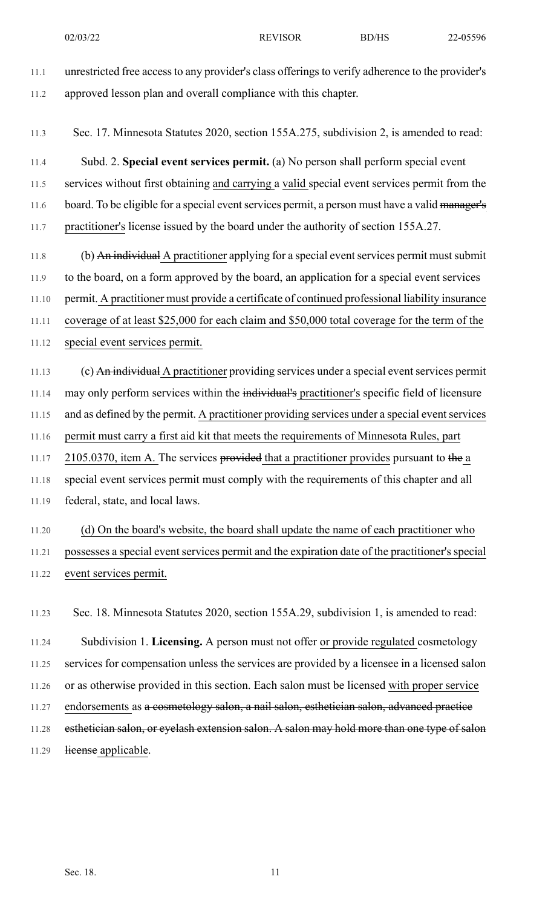unrestricted free access to any provider's class offerings to verify adherence to the provider's approved lesson plan and overall compliance with this chapter.

Sec. 17. Minnesota Statutes 2020, section 155A.275, subdivision 2, is amended to read:

Subd. 2. **Special event services permit.** (a) No person shall perform special event services without first obtaining and carrying a valid special event services permit from the board. To be eligible for a special event services permit, a person must have a valid ~~manager's~~ practitioner's license issued by the board under the authority of section 155A.27.

(b) ~~An individual~~ A practitioner applying for a special event services permit must submit to the board, on a form approved by the board, an application for a special event services permit. A practitioner must provide a certificate of continued professional liability insurance coverage of at least $25,000 for each claim and $50,000 total coverage for the term of the special event services permit.

(c) ~~An individual~~ A practitioner providing services under a special event services permit may only perform services within the ~~individual's~~ practitioner's specific field of licensure and as defined by the permit. A practitioner providing services under a special event services permit must carry a first aid kit that meets the requirements of Minnesota Rules, part 2105.0370, item A. The services ~~provided~~ that a practitioner provides pursuant to ~~the~~ a special event services permit must comply with the requirements of this chapter and all federal, state, and local laws.

(d) On the board's website, the board shall update the name of each practitioner who possesses a special event services permit and the expiration date of the practitioner's special event services permit.

Sec. 18. Minnesota Statutes 2020, section 155A.29, subdivision 1, is amended to read:

Subdivision 1. **Licensing.** A person must not offer or provide regulated cosmetology services for compensation unless the services are provided by a licensee in a licensed salon or as otherwise provided in this section. Each salon must be licensed with proper service endorsements as ~~a cosmetology salon, a nail salon, esthetician salon, advanced practice esthetician salon, or eyelash extension salon. A salon may hold more than one type of salon license~~ applicable.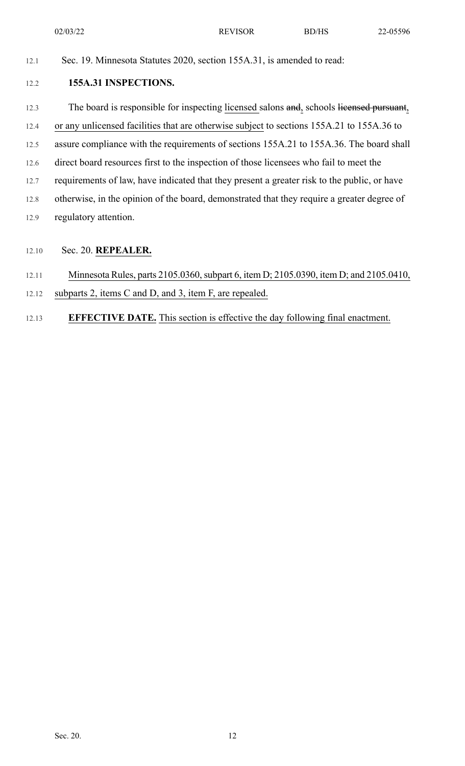Sec. 19. Minnesota Statutes 2020, section 155A.31, is amended to read:

**155A.31 INSPECTIONS.**

The board is responsible for inspecting licensed salons ~~and~~, schools ~~licensed pursuant~~, or any unlicensed facilities that are otherwise subject to sections 155A.21 to 155A.36 to assure compliance with the requirements of sections 155A.21 to 155A.36. The board shall direct board resources first to the inspection of those licensees who fail to meet the requirements of law, have indicated that they present a greater risk to the public, or have otherwise, in the opinion of the board, demonstrated that they require a greater degree of regulatory attention.

Sec. 20. **REPEALER.**

Minnesota Rules, parts 2105.0360, subpart 6, item D; 2105.0390, item D; and 2105.0410, subparts 2, items C and D, and 3, item F, are repealed.

**EFFECTIVE DATE.** This section is effective the day following final enactment.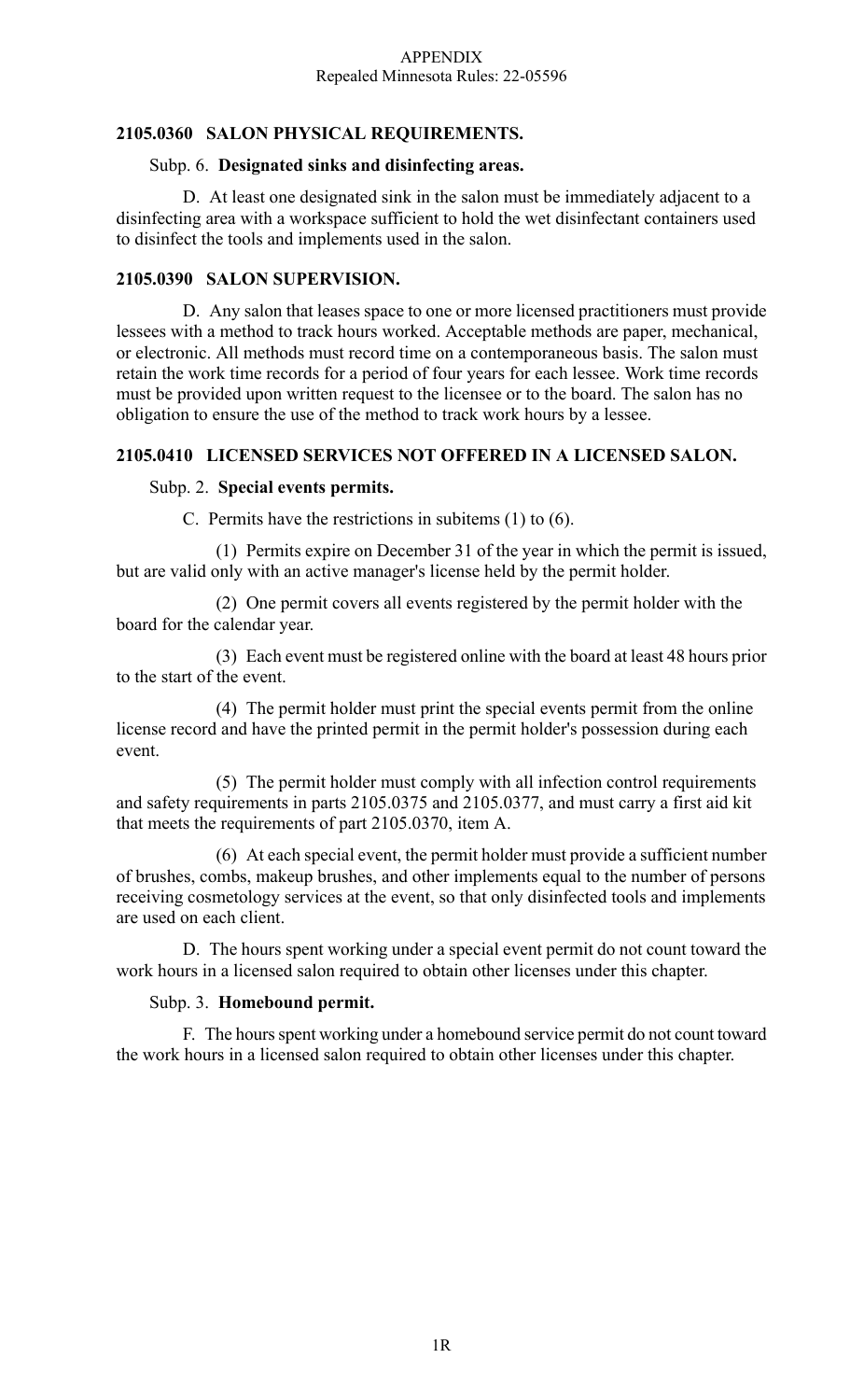APPENDIX
Repealed Minnesota Rules: 22-05596

**2105.0360 SALON PHYSICAL REQUIREMENTS.**

Subp. 6. **Designated sinks and disinfecting areas.**

D. At least one designated sink in the salon must be immediately adjacent to a disinfecting area with a workspace sufficient to hold the wet disinfectant containers used to disinfect the tools and implements used in the salon.

**2105.0390 SALON SUPERVISION.**

D. Any salon that leases space to one or more licensed practitioners must provide lessees with a method to track hours worked. Acceptable methods are paper, mechanical, or electronic. All methods must record time on a contemporaneous basis. The salon must retain the work time records for a period of four years for each lessee. Work time records must be provided upon written request to the licensee or to the board. The salon has no obligation to ensure the use of the method to track work hours by a lessee.

**2105.0410 LICENSED SERVICES NOT OFFERED IN A LICENSED SALON.**

Subp. 2. **Special events permits.**

C. Permits have the restrictions in subitems (1) to (6).

(1) Permits expire on December 31 of the year in which the permit is issued, but are valid only with an active manager's license held by the permit holder.

(2) One permit covers all events registered by the permit holder with the board for the calendar year.

(3) Each event must be registered online with the board at least 48 hours prior to the start of the event.

(4) The permit holder must print the special events permit from the online license record and have the printed permit in the permit holder's possession during each event.

(5) The permit holder must comply with all infection control requirements and safety requirements in parts 2105.0375 and 2105.0377, and must carry a first aid kit that meets the requirements of part 2105.0370, item A.

(6) At each special event, the permit holder must provide a sufficient number of brushes, combs, makeup brushes, and other implements equal to the number of persons receiving cosmetology services at the event, so that only disinfected tools and implements are used on each client.

D. The hours spent working under a special event permit do not count toward the work hours in a licensed salon required to obtain other licenses under this chapter.

Subp. 3. **Homebound permit.**

F. The hours spent working under a homebound service permit do not count toward the work hours in a licensed salon required to obtain other licenses under this chapter.